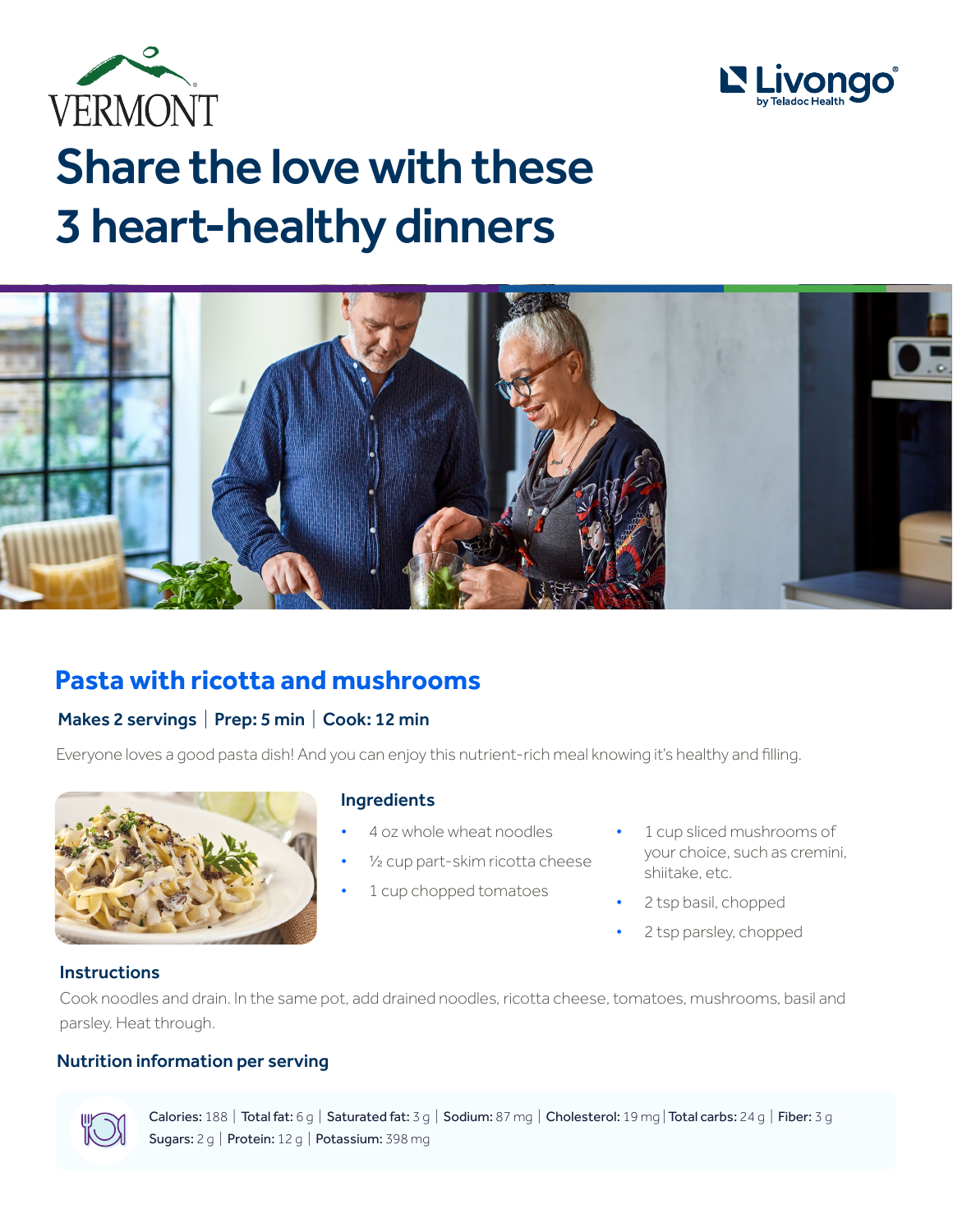# Share the love with these 3 heart-healthy dinners

## Pasta with ricotta and mushrooms

**Makes 2 servings | Prep: 5 min | Cook: 12 min**

Everyone loves a good pasta dish! And you can enjoy this nutrient-rich meal knowing it's healthy and filling.

### Ingredients

- 4 oz whole wheat noodles
- ½ cup part-skim ricotta cheese
- 1 cup chopped tomatoes
- 1 cup sliced mushrooms of your choice, such as cremini, shiitake, etc.
- 2 tsp basil, chopped
- 2 tsp parsley, chopped

### Instructions

Cook noodles and drain. In the same pot, add drained noodles, ricotta cheese, tomatoes, mushrooms, basil and parsley. Heat through.

### Nutrition information per serving

**Calories:** 188 | **Total fat:** 6 g | **Saturated fat:** 3 g | **Sodium:** 87 mg | **Cholesterol:** 19 mg | **Total carbs:** 24 g | **Fiber:** 3 g | **Sugars:** 2 g | **Protein:** 12 g | **Potassium:** 398 mg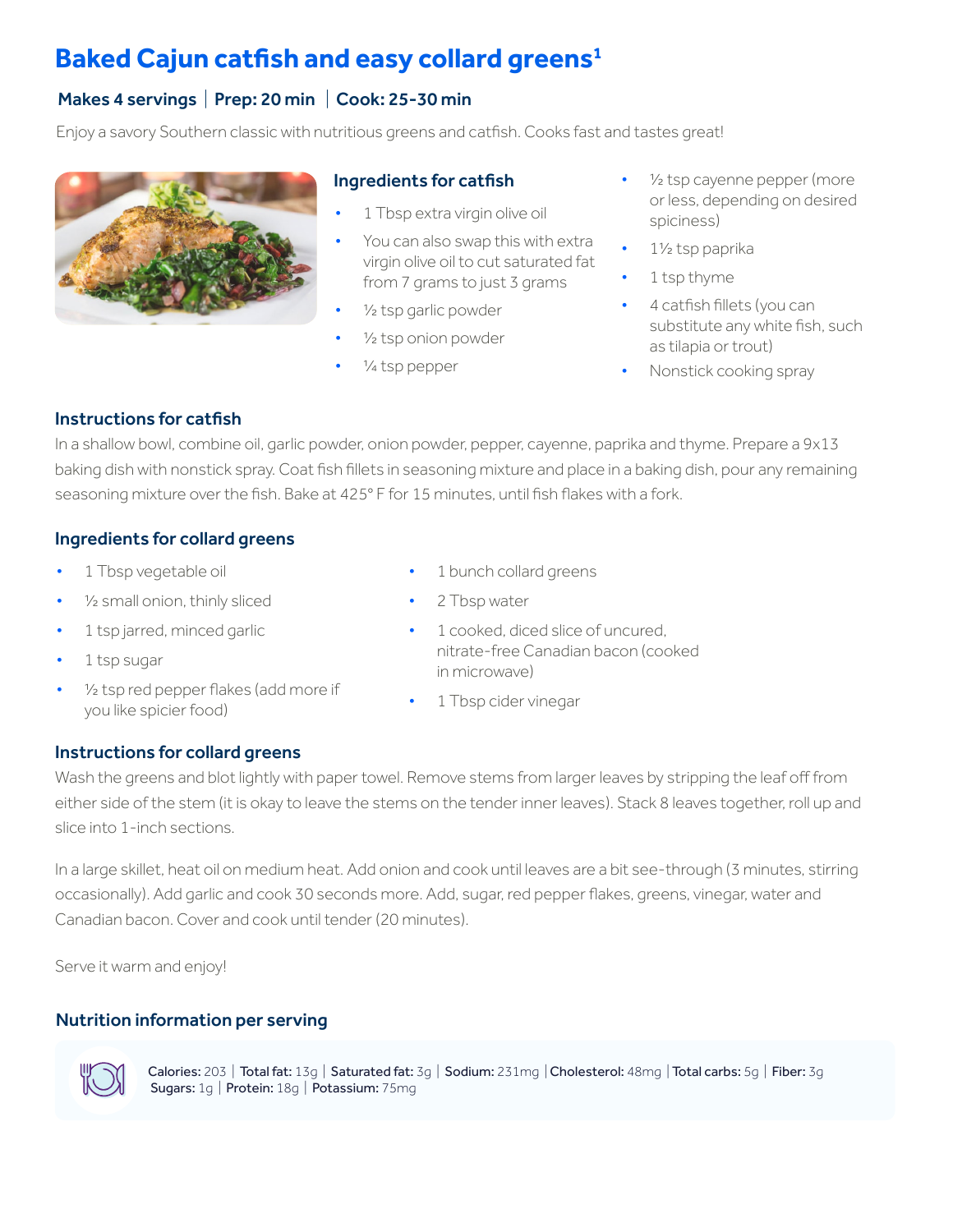# Baked Cajun catfish and easy collard greens[1]

**Makes 4 servings | Prep: 20 min | Cook: 25-30 min**

Enjoy a savory Southern classic with nutritious greens and catfish. Cooks fast and tastes great!

### Ingredients for catfish

- 1 Tbsp extra virgin olive oil
- You can also swap this with extra virgin olive oil to cut saturated fat from 7 grams to just 3 grams
- ½ tsp garlic powder
- ½ tsp onion powder
- ¼ tsp pepper
- ½ tsp cayenne pepper (more or less, depending on desired spiciness)
- 1½ tsp paprika
- 1 tsp thyme
- 4 catfish fillets (you can substitute any white fish, such as tilapia or trout)
- Nonstick cooking spray

### Instructions for catfish

In a shallow bowl, combine oil, garlic powder, onion powder, pepper, cayenne, paprika and thyme. Prepare a 9x13 baking dish with nonstick spray. Coat fish fillets in seasoning mixture and place in a baking dish, pour any remaining seasoning mixture over the fish. Bake at 425° F for 15 minutes, until fish flakes with a fork.

### Ingredients for collard greens

- 1 Tbsp vegetable oil
- ½ small onion, thinly sliced
- 1 tsp jarred, minced garlic
- 1 tsp sugar
- ½ tsp red pepper flakes (add more if you like spicier food)
- 1 bunch collard greens
- 2 Tbsp water
- 1 cooked, diced slice of uncured, nitrate-free Canadian bacon (cooked in microwave)
- 1 Tbsp cider vinegar

### Instructions for collard greens

Wash the greens and blot lightly with paper towel. Remove stems from larger leaves by stripping the leaf off from either side of the stem (it is okay to leave the stems on the tender inner leaves). Stack 8 leaves together, roll up and slice into 1-inch sections.

In a large skillet, heat oil on medium heat. Add onion and cook until leaves are a bit see-through (3 minutes, stirring occasionally). Add garlic and cook 30 seconds more. Add, sugar, red pepper flakes, greens, vinegar, water and Canadian bacon. Cover and cook until tender (20 minutes).

Serve it warm and enjoy!

### Nutrition information per serving

**Calories:** 203 | **Total fat:** 13g | **Saturated fat:** 3g | **Sodium:** 231mg | **Cholesterol:** 48mg | **Total carbs:** 5g | **Fiber:** 3g | **Sugars:** 1g | **Protein:** 18g | **Potassium:** 75mg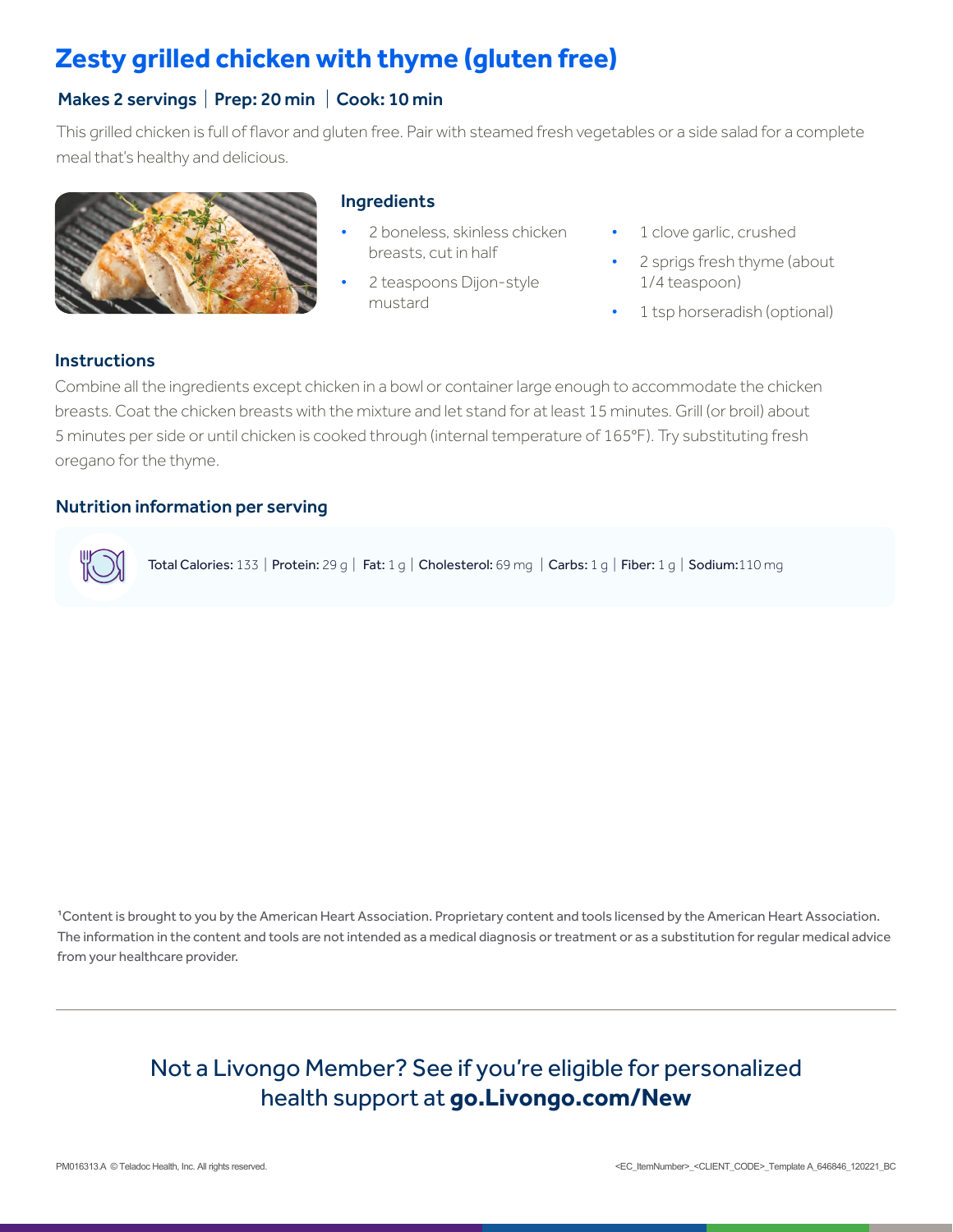# Zesty grilled chicken with thyme (gluten free)

**Makes 2 servings | Prep: 20 min | Cook: 10 min**

This grilled chicken is full of flavor and gluten free. Pair with steamed fresh vegetables or a side salad for a complete meal that's healthy and delicious.

## Ingredients

- 2 boneless, skinless chicken breasts, cut in half
- 2 teaspoons Dijon-style mustard
- 1 clove garlic, crushed
- 2 sprigs fresh thyme (about 1/4 teaspoon)
- 1 tsp horseradish (optional)

## Instructions

Combine all the ingredients except chicken in a bowl or container large enough to accommodate the chicken breasts. Coat the chicken breasts with the mixture and let stand for at least 15 minutes. Grill (or broil) about 5 minutes per side or until chicken is cooked through (internal temperature of 165°F). Try substituting fresh oregano for the thyme.

## Nutrition information per serving

**Total Calories:** 133 | **Protein:** 29 g | **Fat:** 1 g | **Cholesterol:** 69 mg | **Carbs:** 1 g | **Fiber:** 1 g | **Sodium:** 110 mg

[1]Content is brought to you by the American Heart Association. Proprietary content and tools licensed by the American Heart Association. The information in the content and tools are not intended as a medical diagnosis or treatment or as a substitution for regular medical advice from your healthcare provider.

Not a Livongo Member? See if you're eligible for personalized health support at **go.Livongo.com/New**

PM016313.A © Teladoc Health, Inc. All rights reserved.

<EC_ItemNumber>_<CLIENT_CODE>_Template A_646846_120221_BC